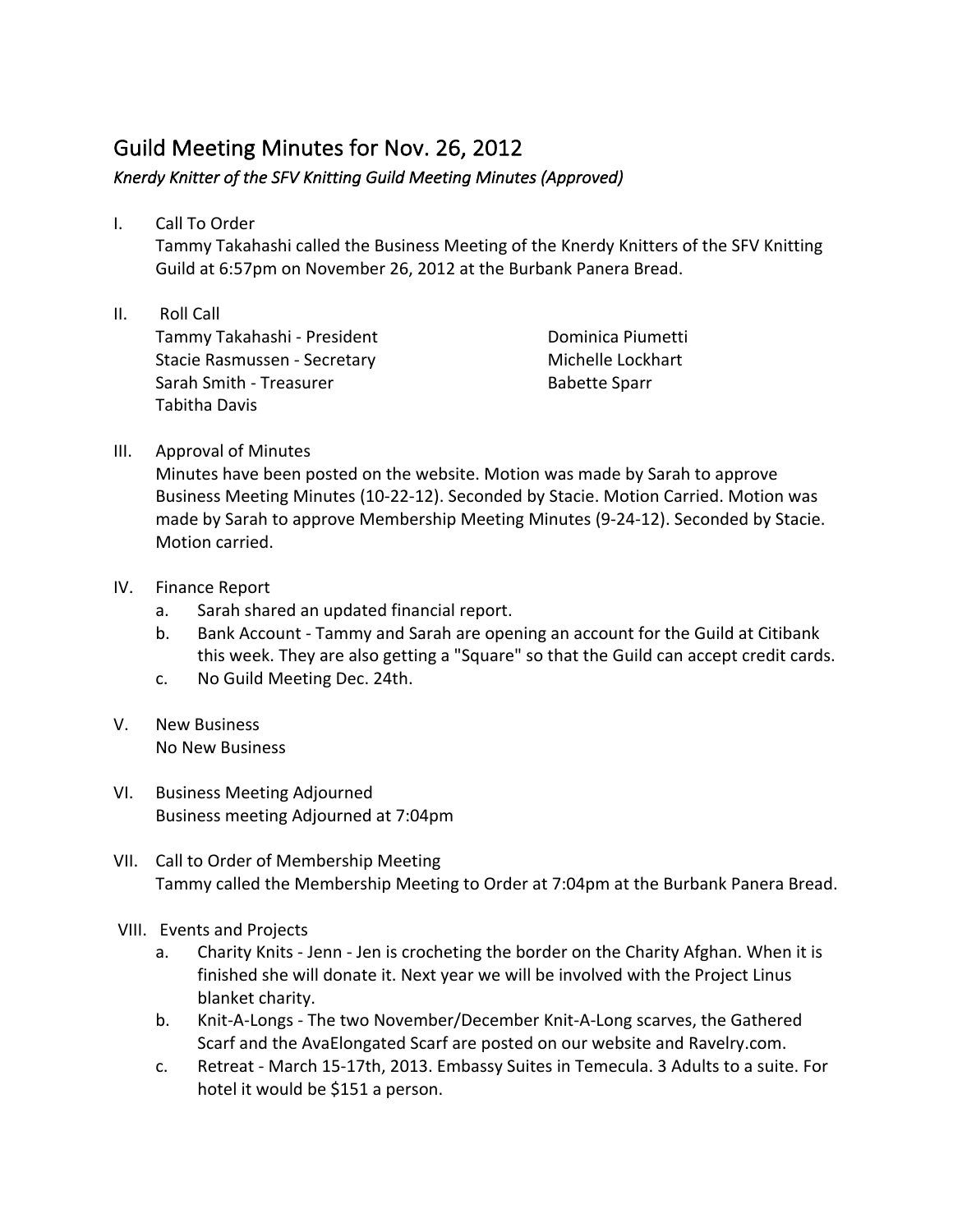# Guild Meeting Minutes for Nov. 26, 2012

*Knerdy Knitter of the SFV Knitting Guild Meeting Minutes (Approved)*

I. Call To Order
   Tammy Takahashi called the Business Meeting of the Knerdy Knitters of the SFV Knitting Guild at 6:57pm on November 26, 2012 at the Burbank Panera Bread.

II. Roll Call
   Tammy Takahashi - President
   Stacie Rasmussen - Secretary
   Sarah Smith - Treasurer
   Tabitha Davis
   Dominica Piumetti
   Michelle Lockhart
   Babette Sparr

III. Approval of Minutes
   Minutes have been posted on the website. Motion was made by Sarah to approve Business Meeting Minutes (10-22-12). Seconded by Stacie. Motion Carried. Motion was made by Sarah to approve Membership Meeting Minutes (9-24-12). Seconded by Stacie. Motion carried.

IV. Finance Report
   a. Sarah shared an updated financial report.
   b. Bank Account - Tammy and Sarah are opening an account for the Guild at Citibank this week. They are also getting a "Square" so that the Guild can accept credit cards.
   c. No Guild Meeting Dec. 24th.

V. New Business
   No New Business

VI. Business Meeting Adjourned
   Business meeting Adjourned at 7:04pm

VII. Call to Order of Membership Meeting
   Tammy called the Membership Meeting to Order at 7:04pm at the Burbank Panera Bread.

VIII. Events and Projects
   a. Charity Knits - Jenn - Jen is crocheting the border on the Charity Afghan. When it is finished she will donate it. Next year we will be involved with the Project Linus blanket charity.
   b. Knit-A-Longs - The two November/December Knit-A-Long scarves, the Gathered Scarf and the AvaElongated Scarf are posted on our website and Ravelry.com.
   c. Retreat - March 15-17th, 2013. Embassy Suites in Temecula. 3 Adults to a suite. For hotel it would be $151 a person.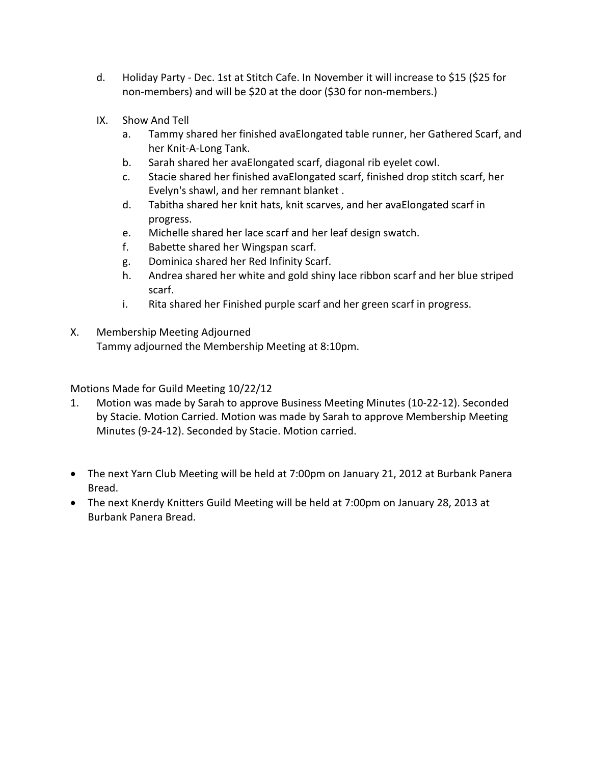d. Holiday Party - Dec. 1st at Stitch Cafe. In November it will increase to $15 ($25 for non-members) and will be $20 at the door ($30 for non-members.)

IX. Show And Tell

a. Tammy shared her finished avaElongated table runner, her Gathered Scarf, and her Knit-A-Long Tank.
b. Sarah shared her avaElongated scarf, diagonal rib eyelet cowl.
c. Stacie shared her finished avaElongated scarf, finished drop stitch scarf, her Evelyn's shawl, and her remnant blanket .
d. Tabitha shared her knit hats, knit scarves, and her avaElongated scarf in progress.
e. Michelle shared her lace scarf and her leaf design swatch.
f. Babette shared her Wingspan scarf.
g. Dominica shared her Red Infinity Scarf.
h. Andrea shared her white and gold shiny lace ribbon scarf and her blue striped scarf.
i. Rita shared her Finished purple scarf and her green scarf in progress.

X. Membership Meeting Adjourned

Tammy adjourned the Membership Meeting at 8:10pm.

Motions Made for Guild Meeting 10/22/12

1. Motion was made by Sarah to approve Business Meeting Minutes (10-22-12). Seconded by Stacie. Motion Carried. Motion was made by Sarah to approve Membership Meeting Minutes (9-24-12). Seconded by Stacie. Motion carried.

- The next Yarn Club Meeting will be held at 7:00pm on January 21, 2012 at Burbank Panera Bread.
- The next Knerdy Knitters Guild Meeting will be held at 7:00pm on January 28, 2013 at Burbank Panera Bread.